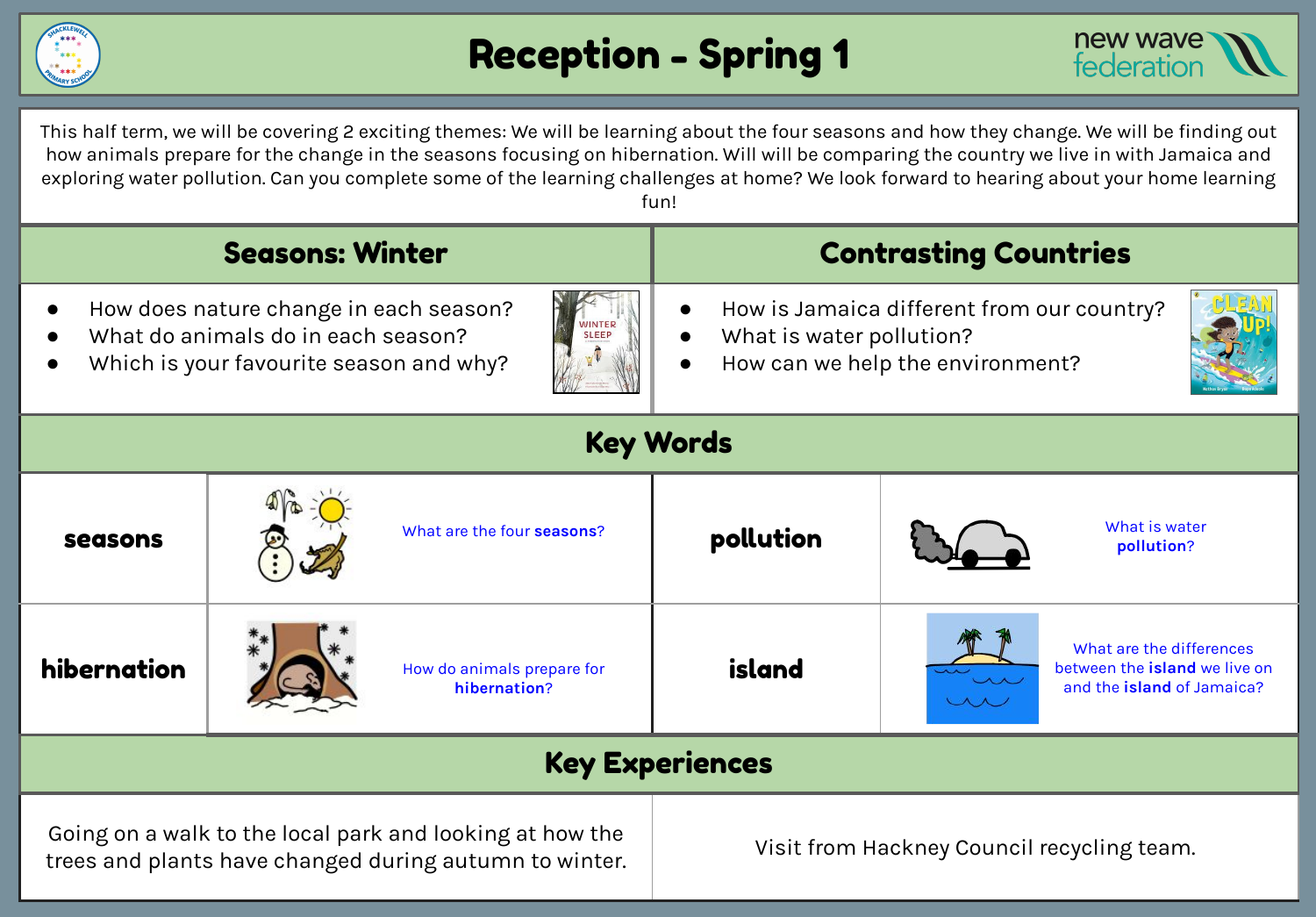# Reception - Spring 1

new wave federation

This half term, we will be covering 2 exciting themes: We will be learning about the four seasons and how they change. We will be finding out how animals prepare for the change in the seasons focusing on hibernation. Will will be comparing the country we live in with Jamaica and exploring water pollution. Can you complete some of the learning challenges at home? We look forward to hearing about your home learning fun!

## Seasons: Winter

- How does nature change in each season?
- What do animals do in each season?
- Which is your favourite season and why?

## Contrasting Countries

- How is Jamaica different from our country?
- What is water pollution?
- How can we help the environment?

## Key Words

| | | | |
|---|---|---|---|
| **seasons** | What are the four **seasons**? | **pollution** | What is water **pollution**? |
| **hibernation** | How do animals prepare for **hibernation**? | **island** | What are the differences between the **island** we live on and the **island** of Jamaica? |

## Key Experiences

| | |
|---|---|
| Going on a walk to the local park and looking at how the trees and plants have changed during autumn to winter. | Visit from Hackney Council recycling team. |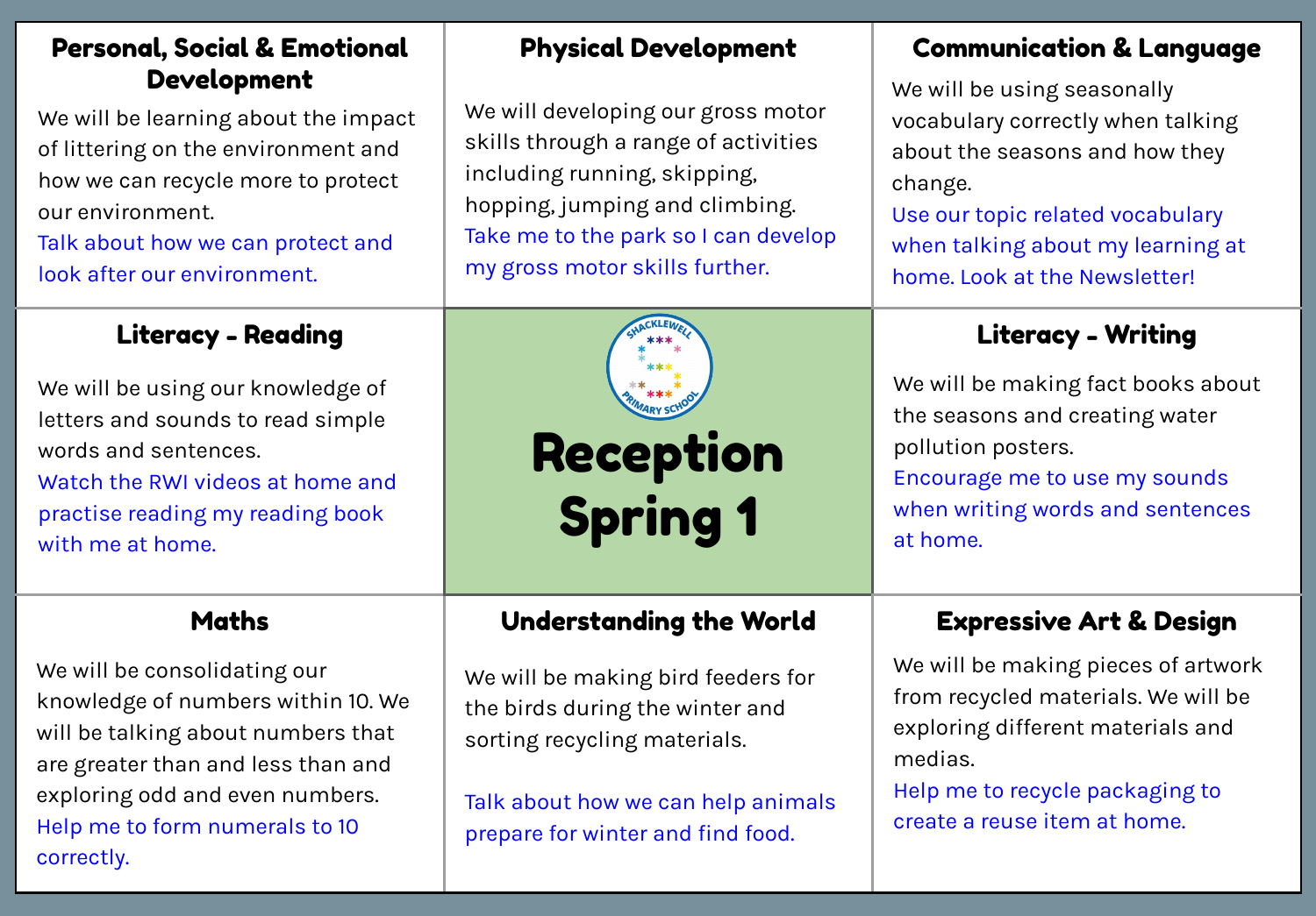# Reception Spring 1

## Personal, Social & Emotional Development

We will be learning about the impact of littering on the environment and how we can recycle more to protect our environment.

Talk about how we can protect and look after our environment.

## Physical Development

We will developing our gross motor skills through a range of activities including running, skipping, hopping, jumping and climbing.

Take me to the park so I can develop my gross motor skills further.

## Communication & Language

We will be using seasonally vocabulary correctly when talking about the seasons and how they change.

Use our topic related vocabulary when talking about my learning at home. Look at the Newsletter!

## Literacy - Reading

We will be using our knowledge of letters and sounds to read simple words and sentences.

Watch the RWI videos at home and practise reading my reading book with me at home.

## Literacy - Writing

We will be making fact books about the seasons and creating water pollution posters.

Encourage me to use my sounds when writing words and sentences at home.

## Maths

We will be consolidating our knowledge of numbers within 10. We will be talking about numbers that are greater than and less than and exploring odd and even numbers.

Help me to form numerals to 10 correctly.

## Understanding the World

We will be making bird feeders for the birds during the winter and sorting recycling materials.

Talk about how we can help animals prepare for winter and find food.

## Expressive Art & Design

We will be making pieces of artwork from recycled materials. We will be exploring different materials and medias.

Help me to recycle packaging to create a reuse item at home.